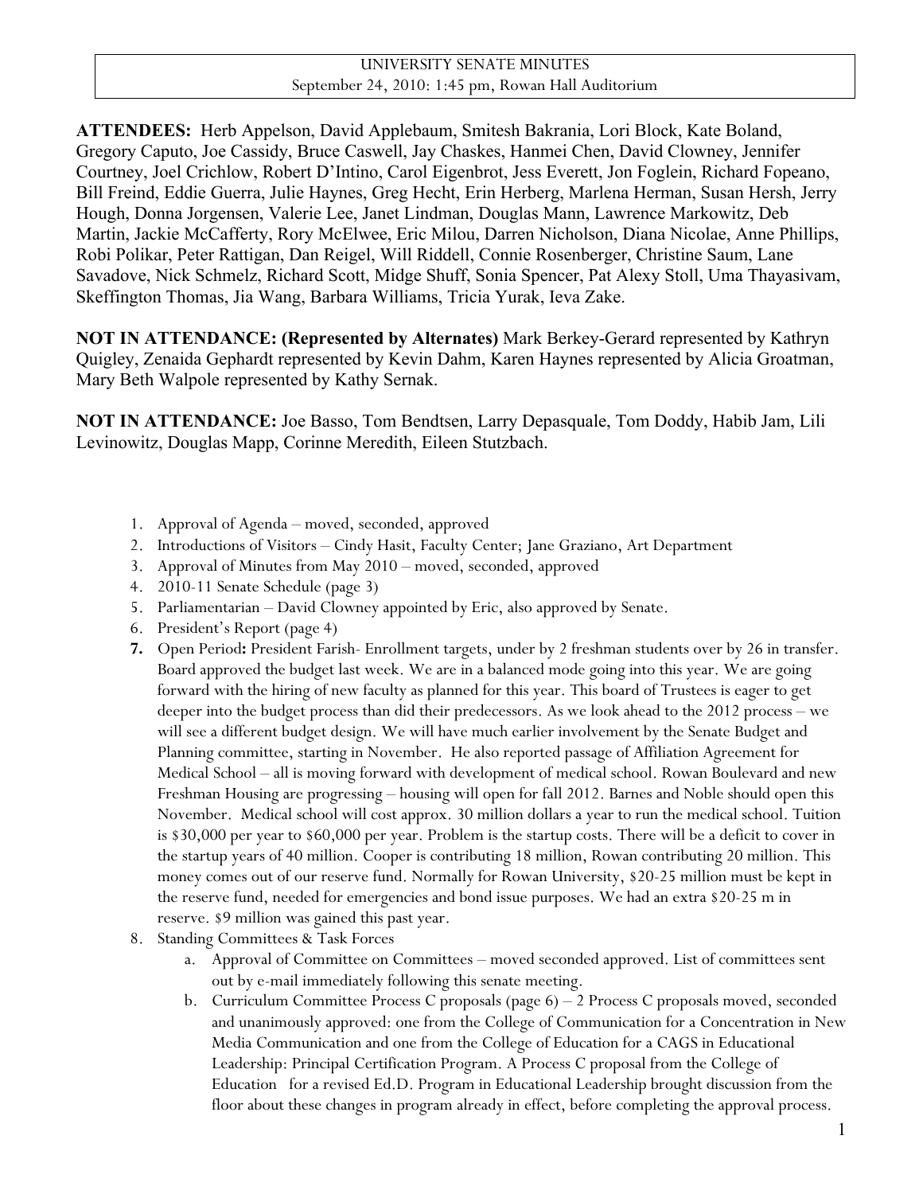# UNIVERSITY SENATE MINUTES

September 24, 2010: 1:45 pm, Rowan Hall Auditorium

**ATTENDEES:** Herb Appelson, David Applebaum, Smitesh Bakrania, Lori Block, Kate Boland, Gregory Caputo, Joe Cassidy, Bruce Caswell, Jay Chaskes, Hanmei Chen, David Clowney, Jennifer Courtney, Joel Crichlow, Robert D'Intino, Carol Eigenbrot, Jess Everett, Jon Foglein, Richard Fopeano, Bill Freind, Eddie Guerra, Julie Haynes, Greg Hecht, Erin Herberg, Marlena Herman, Susan Hersh, Jerry Hough, Donna Jorgensen, Valerie Lee, Janet Lindman, Douglas Mann, Lawrence Markowitz, Deb Martin, Jackie McCafferty, Rory McElwee, Eric Milou, Darren Nicholson, Diana Nicolae, Anne Phillips, Robi Polikar, Peter Rattigan, Dan Reigel, Will Riddell, Connie Rosenberger, Christine Saum, Lane Savadove, Nick Schmelz, Richard Scott, Midge Shuff, Sonia Spencer, Pat Alexy Stoll, Uma Thayasivam, Skeffington Thomas, Jia Wang, Barbara Williams, Tricia Yurak, Ieva Zake.

**NOT IN ATTENDANCE: (Represented by Alternates)** Mark Berkey-Gerard represented by Kathryn Quigley, Zenaida Gephardt represented by Kevin Dahm, Karen Haynes represented by Alicia Groatman, Mary Beth Walpole represented by Kathy Sernak.

**NOT IN ATTENDANCE:** Joe Basso, Tom Bendtsen, Larry Depasquale, Tom Doddy, Habib Jam, Lili Levinowitz, Douglas Mapp, Corinne Meredith, Eileen Stutzbach.

1. Approval of Agenda – moved, seconded, approved
2. Introductions of Visitors – Cindy Hasit, Faculty Center; Jane Graziano, Art Department
3. Approval of Minutes from May 2010 – moved, seconded, approved
4. 2010-11 Senate Schedule (page 3)
5. Parliamentarian – David Clowney appointed by Eric, also approved by Senate.
6. President's Report (page 4)
7. Open Period**:** President Farish- Enrollment targets, under by 2 freshman students over by 26 in transfer. Board approved the budget last week. We are in a balanced mode going into this year. We are going forward with the hiring of new faculty as planned for this year. This board of Trustees is eager to get deeper into the budget process than did their predecessors. As we look ahead to the 2012 process – we will see a different budget design. We will have much earlier involvement by the Senate Budget and Planning committee, starting in November. He also reported passage of Affiliation Agreement for Medical School – all is moving forward with development of medical school. Rowan Boulevard and new Freshman Housing are progressing – housing will open for fall 2012. Barnes and Noble should open this November. Medical school will cost approx. 30 million dollars a year to run the medical school. Tuition is \$30,000 per year to \$60,000 per year. Problem is the startup costs. There will be a deficit to cover in the startup years of 40 million. Cooper is contributing 18 million, Rowan contributing 20 million. This money comes out of our reserve fund. Normally for Rowan University, \$20-25 million must be kept in the reserve fund, needed for emergencies and bond issue purposes. We had an extra \$20-25 m in reserve. \$9 million was gained this past year.
8. Standing Committees & Task Forces
   a. Approval of Committee on Committees – moved seconded approved. List of committees sent out by e-mail immediately following this senate meeting.
   b. Curriculum Committee Process C proposals (page 6) – 2 Process C proposals moved, seconded and unanimously approved: one from the College of Communication for a Concentration in New Media Communication and one from the College of Education for a CAGS in Educational Leadership: Principal Certification Program. A Process C proposal from the College of Education for a revised Ed.D. Program in Educational Leadership brought discussion from the floor about these changes in program already in effect, before completing the approval process.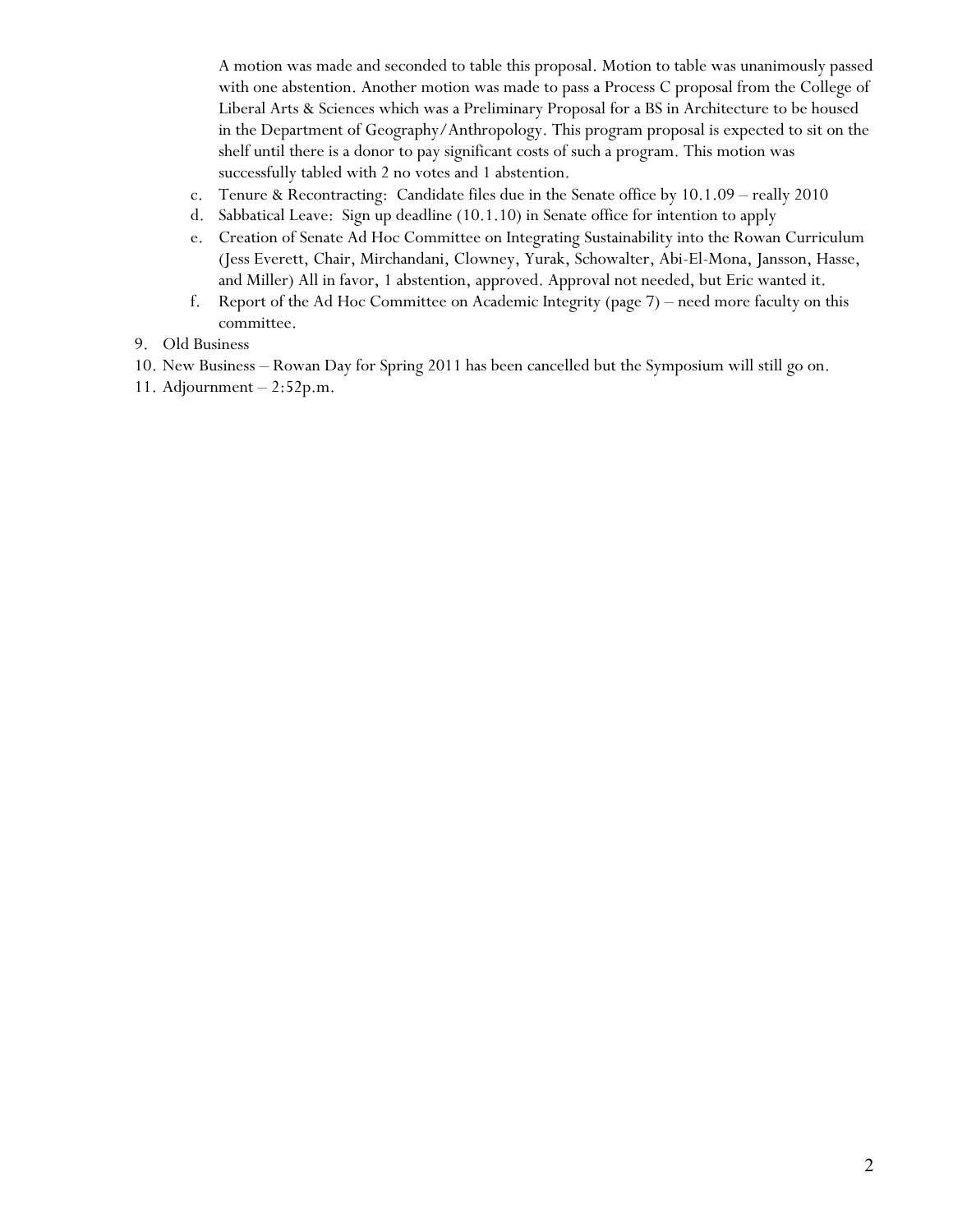A motion was made and seconded to table this proposal. Motion to table was unanimously passed with one abstention. Another motion was made to pass a Process C proposal from the College of Liberal Arts & Sciences which was a Preliminary Proposal for a BS in Architecture to be housed in the Department of Geography/Anthropology. This program proposal is expected to sit on the shelf until there is a donor to pay significant costs of such a program. This motion was successfully tabled with 2 no votes and 1 abstention.

c. Tenure & Recontracting: Candidate files due in the Senate office by 10.1.09 – really 2010
d. Sabbatical Leave: Sign up deadline (10.1.10) in Senate office for intention to apply
e. Creation of Senate Ad Hoc Committee on Integrating Sustainability into the Rowan Curriculum (Jess Everett, Chair, Mirchandani, Clowney, Yurak, Schowalter, Abi-El-Mona, Jansson, Hasse, and Miller) All in favor, 1 abstention, approved. Approval not needed, but Eric wanted it.
f. Report of the Ad Hoc Committee on Academic Integrity (page 7) – need more faculty on this committee.

9. Old Business
10. New Business – Rowan Day for Spring 2011 has been cancelled but the Symposium will still go on.
11. Adjournment – 2:52p.m.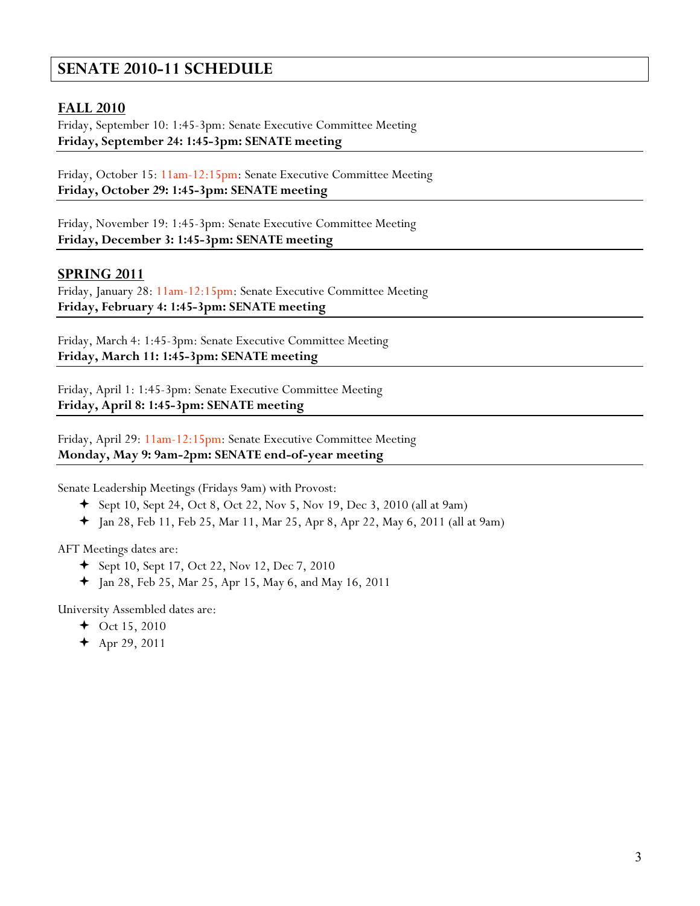# SENATE 2010-11 SCHEDULE

## FALL 2010

Friday, September 10: 1:45-3pm: Senate Executive Committee Meeting
**Friday, September 24: 1:45-3pm: SENATE meeting**

---

Friday, October 15: 11am-12:15pm: Senate Executive Committee Meeting
**Friday, October 29: 1:45-3pm: SENATE meeting**

---

Friday, November 19: 1:45-3pm: Senate Executive Committee Meeting
**Friday, December 3: 1:45-3pm: SENATE meeting**

---

## SPRING 2011

Friday, January 28: 11am-12:15pm: Senate Executive Committee Meeting
**Friday, February 4: 1:45-3pm: SENATE meeting**

---

Friday, March 4: 1:45-3pm: Senate Executive Committee Meeting
**Friday, March 11: 1:45-3pm: SENATE meeting**

---

Friday, April 1: 1:45-3pm: Senate Executive Committee Meeting
**Friday, April 8: 1:45-3pm: SENATE meeting**

---

Friday, April 29: 11am-12:15pm: Senate Executive Committee Meeting
**Monday, May 9: 9am-2pm: SENATE end-of-year meeting**

---

Senate Leadership Meetings (Fridays 9am) with Provost:

- Sept 10, Sept 24, Oct 8, Oct 22, Nov 5, Nov 19, Dec 3, 2010 (all at 9am)
- Jan 28, Feb 11, Feb 25, Mar 11, Mar 25, Apr 8, Apr 22, May 6, 2011 (all at 9am)

AFT Meetings dates are:

- Sept 10, Sept 17, Oct 22, Nov 12, Dec 7, 2010
- Jan 28, Feb 25, Mar 25, Apr 15, May 6, and May 16, 2011

University Assembled dates are:

- Oct 15, 2010
- Apr 29, 2011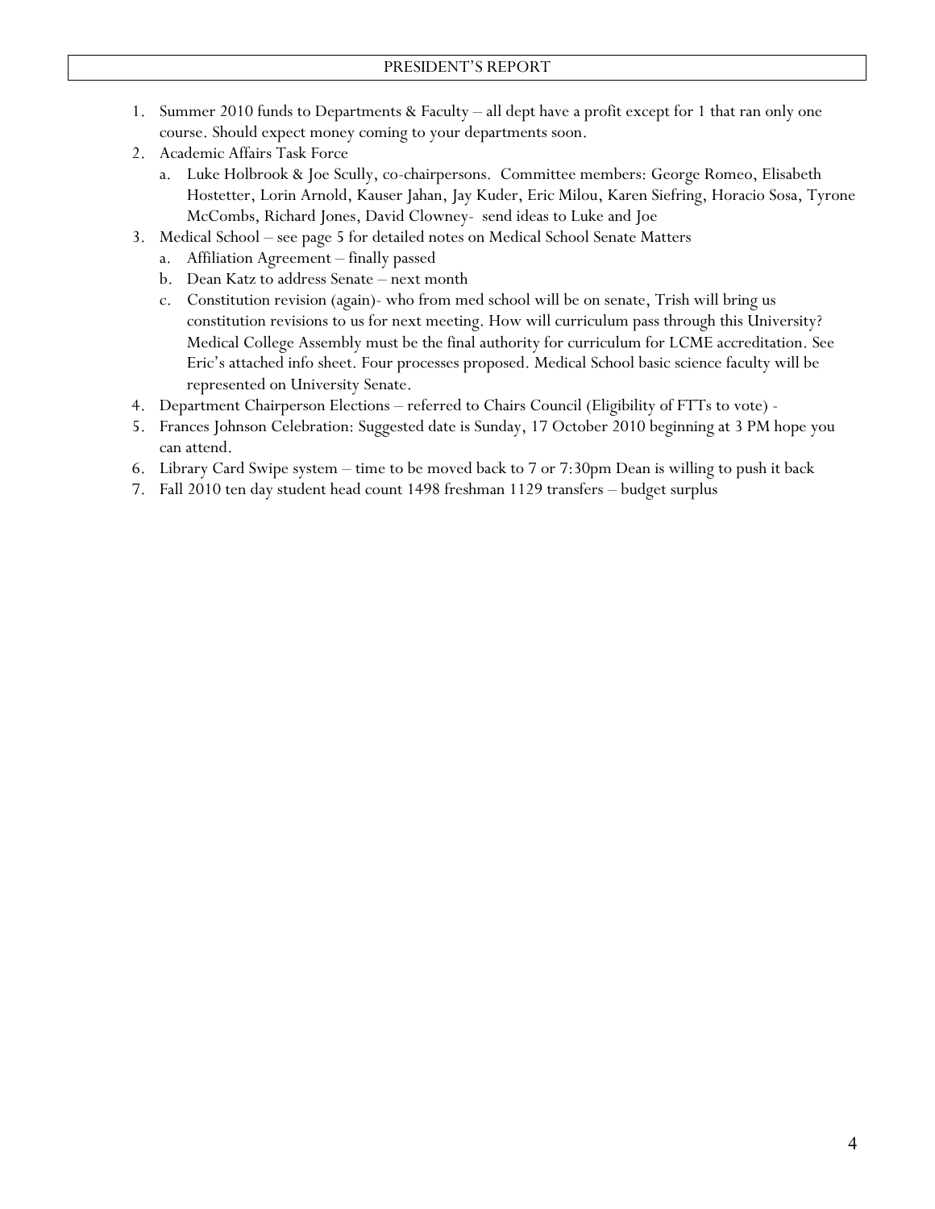## PRESIDENT'S REPORT

1. Summer 2010 funds to Departments & Faculty – all dept have a profit except for 1 that ran only one course. Should expect money coming to your departments soon.
2. Academic Affairs Task Force
   a. Luke Holbrook & Joe Scully, co-chairpersons. Committee members: George Romeo, Elisabeth Hostetter, Lorin Arnold, Kauser Jahan, Jay Kuder, Eric Milou, Karen Siefring, Horacio Sosa, Tyrone McCombs, Richard Jones, David Clowney- send ideas to Luke and Joe
3. Medical School – see page 5 for detailed notes on Medical School Senate Matters
   a. Affiliation Agreement – finally passed
   b. Dean Katz to address Senate – next month
   c. Constitution revision (again)- who from med school will be on senate, Trish will bring us constitution revisions to us for next meeting. How will curriculum pass through this University? Medical College Assembly must be the final authority for curriculum for LCME accreditation. See Eric's attached info sheet. Four processes proposed. Medical School basic science faculty will be represented on University Senate.
4. Department Chairperson Elections – referred to Chairs Council (Eligibility of FTTs to vote) -
5. Frances Johnson Celebration: Suggested date is Sunday, 17 October 2010 beginning at 3 PM hope you can attend.
6. Library Card Swipe system – time to be moved back to 7 or 7:30pm Dean is willing to push it back
7. Fall 2010 ten day student head count 1498 freshman 1129 transfers – budget surplus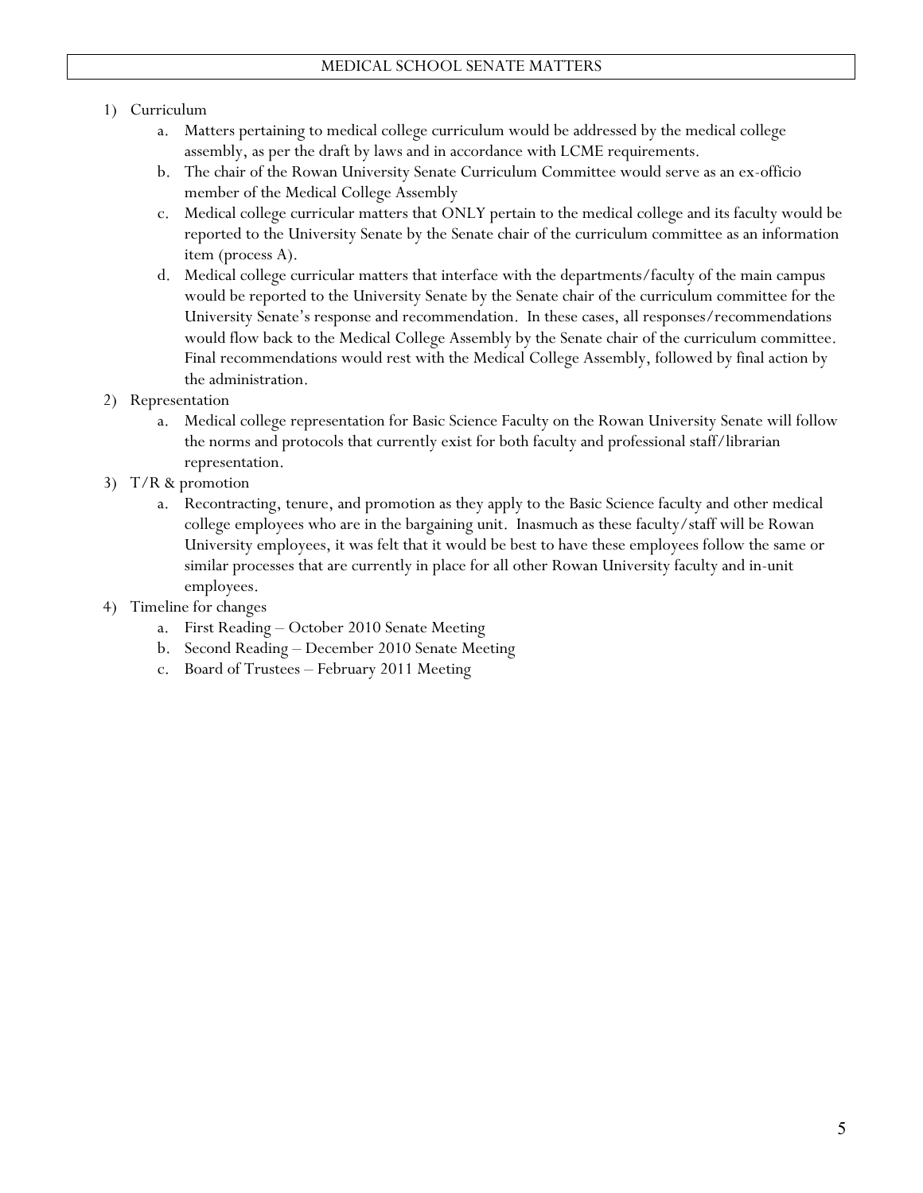## MEDICAL SCHOOL SENATE MATTERS

1) Curriculum
   a. Matters pertaining to medical college curriculum would be addressed by the medical college assembly, as per the draft by laws and in accordance with LCME requirements.
   b. The chair of the Rowan University Senate Curriculum Committee would serve as an ex-officio member of the Medical College Assembly
   c. Medical college curricular matters that ONLY pertain to the medical college and its faculty would be reported to the University Senate by the Senate chair of the curriculum committee as an information item (process A).
   d. Medical college curricular matters that interface with the departments/faculty of the main campus would be reported to the University Senate by the Senate chair of the curriculum committee for the University Senate's response and recommendation. In these cases, all responses/recommendations would flow back to the Medical College Assembly by the Senate chair of the curriculum committee. Final recommendations would rest with the Medical College Assembly, followed by final action by the administration.
2) Representation
   a. Medical college representation for Basic Science Faculty on the Rowan University Senate will follow the norms and protocols that currently exist for both faculty and professional staff/librarian representation.
3) T/R & promotion
   a. Recontracting, tenure, and promotion as they apply to the Basic Science faculty and other medical college employees who are in the bargaining unit. Inasmuch as these faculty/staff will be Rowan University employees, it was felt that it would be best to have these employees follow the same or similar processes that are currently in place for all other Rowan University faculty and in-unit employees.
4) Timeline for changes
   a. First Reading – October 2010 Senate Meeting
   b. Second Reading – December 2010 Senate Meeting
   c. Board of Trustees – February 2011 Meeting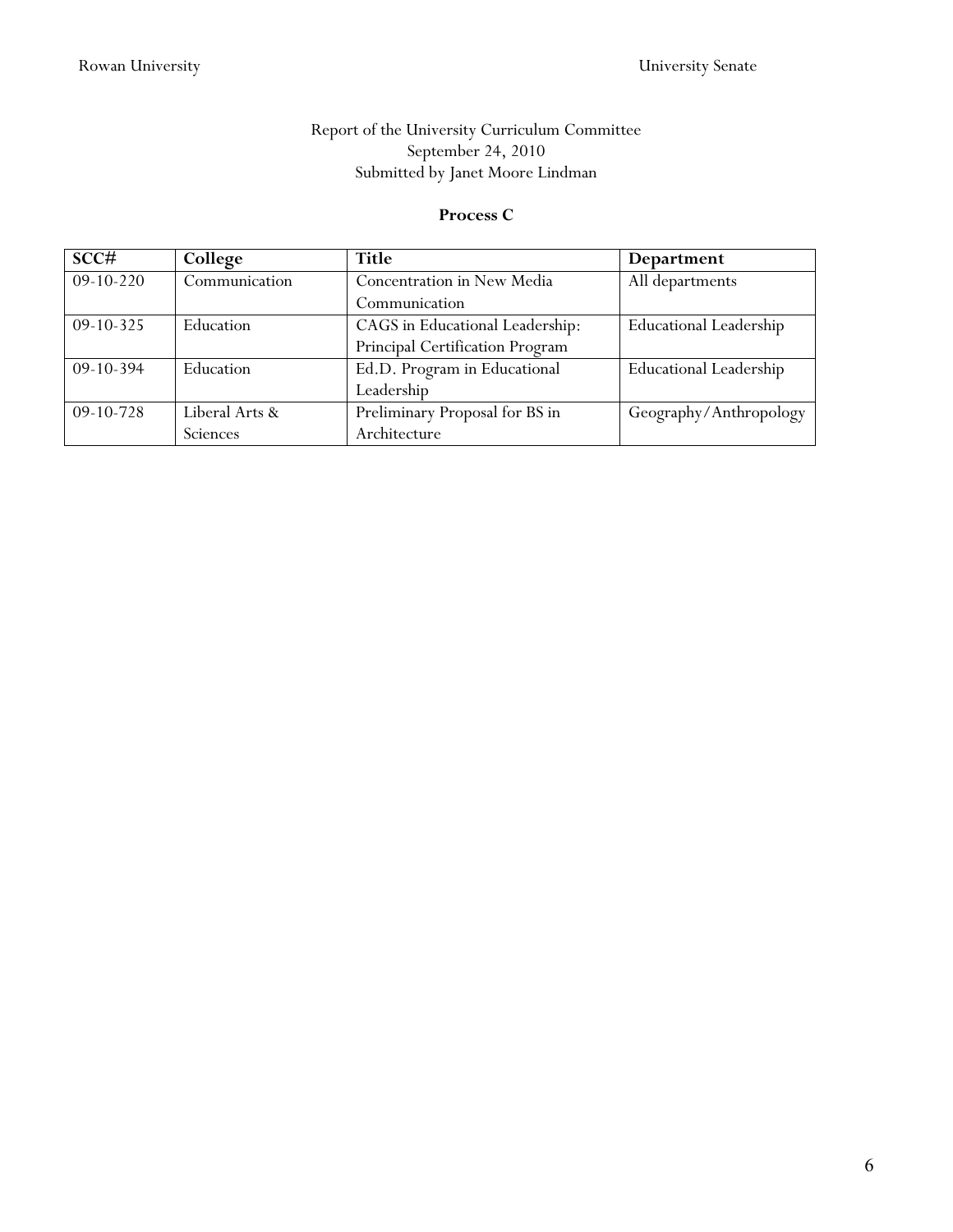Report of the University Curriculum Committee
September 24, 2010
Submitted by Janet Moore Lindman

**Process C**

| SCC# | College | Title | Department |
|---|---|---|---|
| 09-10-220 | Communication | Concentration in New Media Communication | All departments |
| 09-10-325 | Education | CAGS in Educational Leadership: Principal Certification Program | Educational Leadership |
| 09-10-394 | Education | Ed.D. Program in Educational Leadership | Educational Leadership |
| 09-10-728 | Liberal Arts & Sciences | Preliminary Proposal for BS in Architecture | Geography/Anthropology |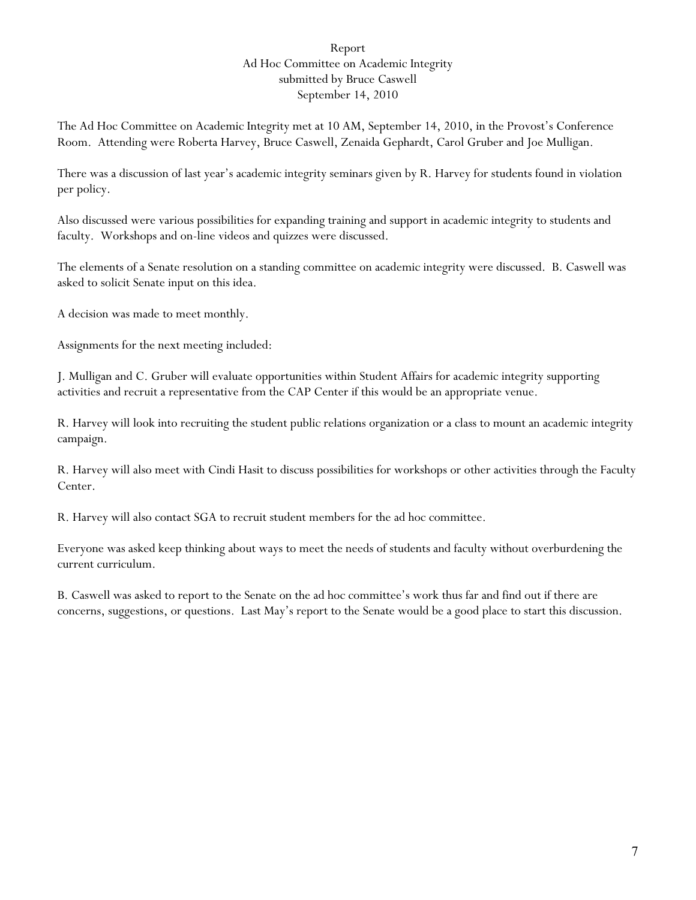# Report
## Ad Hoc Committee on Academic Integrity
### submitted by Bruce Caswell
### September 14, 2010

The Ad Hoc Committee on Academic Integrity met at 10 AM, September 14, 2010, in the Provost's Conference Room. Attending were Roberta Harvey, Bruce Caswell, Zenaida Gephardt, Carol Gruber and Joe Mulligan.

There was a discussion of last year's academic integrity seminars given by R. Harvey for students found in violation per policy.

Also discussed were various possibilities for expanding training and support in academic integrity to students and faculty. Workshops and on-line videos and quizzes were discussed.

The elements of a Senate resolution on a standing committee on academic integrity were discussed. B. Caswell was asked to solicit Senate input on this idea.

A decision was made to meet monthly.

Assignments for the next meeting included:

J. Mulligan and C. Gruber will evaluate opportunities within Student Affairs for academic integrity supporting activities and recruit a representative from the CAP Center if this would be an appropriate venue.

R. Harvey will look into recruiting the student public relations organization or a class to mount an academic integrity campaign.

R. Harvey will also meet with Cindi Hasit to discuss possibilities for workshops or other activities through the Faculty Center.

R. Harvey will also contact SGA to recruit student members for the ad hoc committee.

Everyone was asked keep thinking about ways to meet the needs of students and faculty without overburdening the current curriculum.

B. Caswell was asked to report to the Senate on the ad hoc committee's work thus far and find out if there are concerns, suggestions, or questions. Last May's report to the Senate would be a good place to start this discussion.